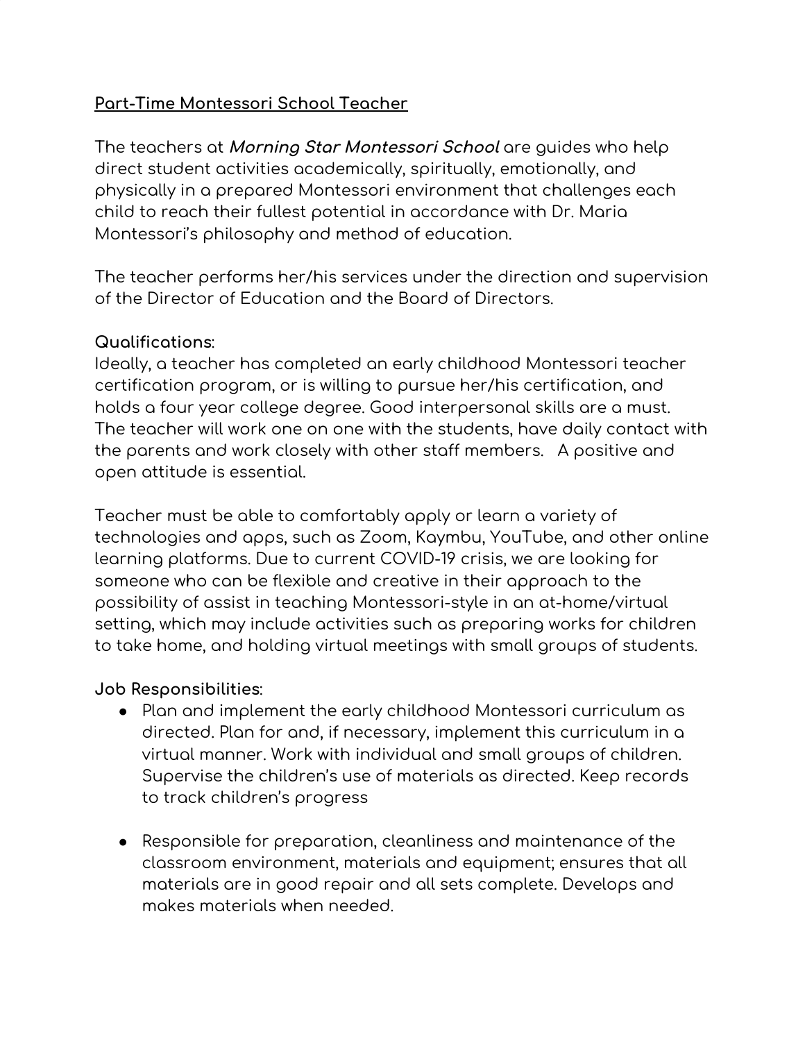## Part-Time Montessori School Teacher

The teachers at ***Morning Star Montessori School*** are guides who help direct student activities academically, spiritually, emotionally, and physically in a prepared Montessori environment that challenges each child to reach their fullest potential in accordance with Dr. Maria Montessori's philosophy and method of education.

The teacher performs her/his services under the direction and supervision of the Director of Education and the Board of Directors.

**Qualifications**:
Ideally, a teacher has completed an early childhood Montessori teacher certification program, or is willing to pursue her/his certification, and holds a four year college degree. Good interpersonal skills are a must. The teacher will work one on one with the students, have daily contact with the parents and work closely with other staff members. A positive and open attitude is essential.

Teacher must be able to comfortably apply or learn a variety of technologies and apps, such as Zoom, Kaymbu, YouTube, and other online learning platforms. Due to current COVID-19 crisis, we are looking for someone who can be flexible and creative in their approach to the possibility of assist in teaching Montessori-style in an at-home/virtual setting, which may include activities such as preparing works for children to take home, and holding virtual meetings with small groups of students.

**Job Responsibilities**:

- Plan and implement the early childhood Montessori curriculum as directed. Plan for and, if necessary, implement this curriculum in a virtual manner. Work with individual and small groups of children. Supervise the children's use of materials as directed. Keep records to track children's progress

- Responsible for preparation, cleanliness and maintenance of the classroom environment, materials and equipment; ensures that all materials are in good repair and all sets complete. Develops and makes materials when needed.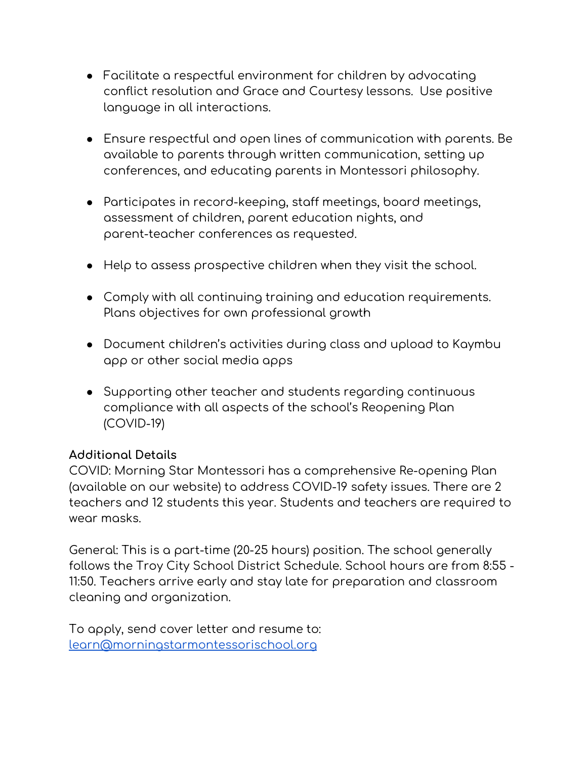- Facilitate a respectful environment for children by advocating conflict resolution and Grace and Courtesy lessons. Use positive language in all interactions.

- Ensure respectful and open lines of communication with parents. Be available to parents through written communication, setting up conferences, and educating parents in Montessori philosophy.

- Participates in record-keeping, staff meetings, board meetings, assessment of children, parent education nights, and parent-teacher conferences as requested.

- Help to assess prospective children when they visit the school.

- Comply with all continuing training and education requirements. Plans objectives for own professional growth

- Document children's activities during class and upload to Kaymbu app or other social media apps

- Supporting other teacher and students regarding continuous compliance with all aspects of the school's Reopening Plan (COVID-19)

**Additional Details**

COVID: Morning Star Montessori has a comprehensive Re-opening Plan (available on our website) to address COVID-19 safety issues. There are 2 teachers and 12 students this year. Students and teachers are required to wear masks.

General: This is a part-time (20-25 hours) position. The school generally follows the Troy City School District Schedule. School hours are from 8:55 - 11:50. Teachers arrive early and stay late for preparation and classroom cleaning and organization.

To apply, send cover letter and resume to:
[learn@morningstarmontessorischool.org](mailto:learn@morningstarmontessorischool.org)